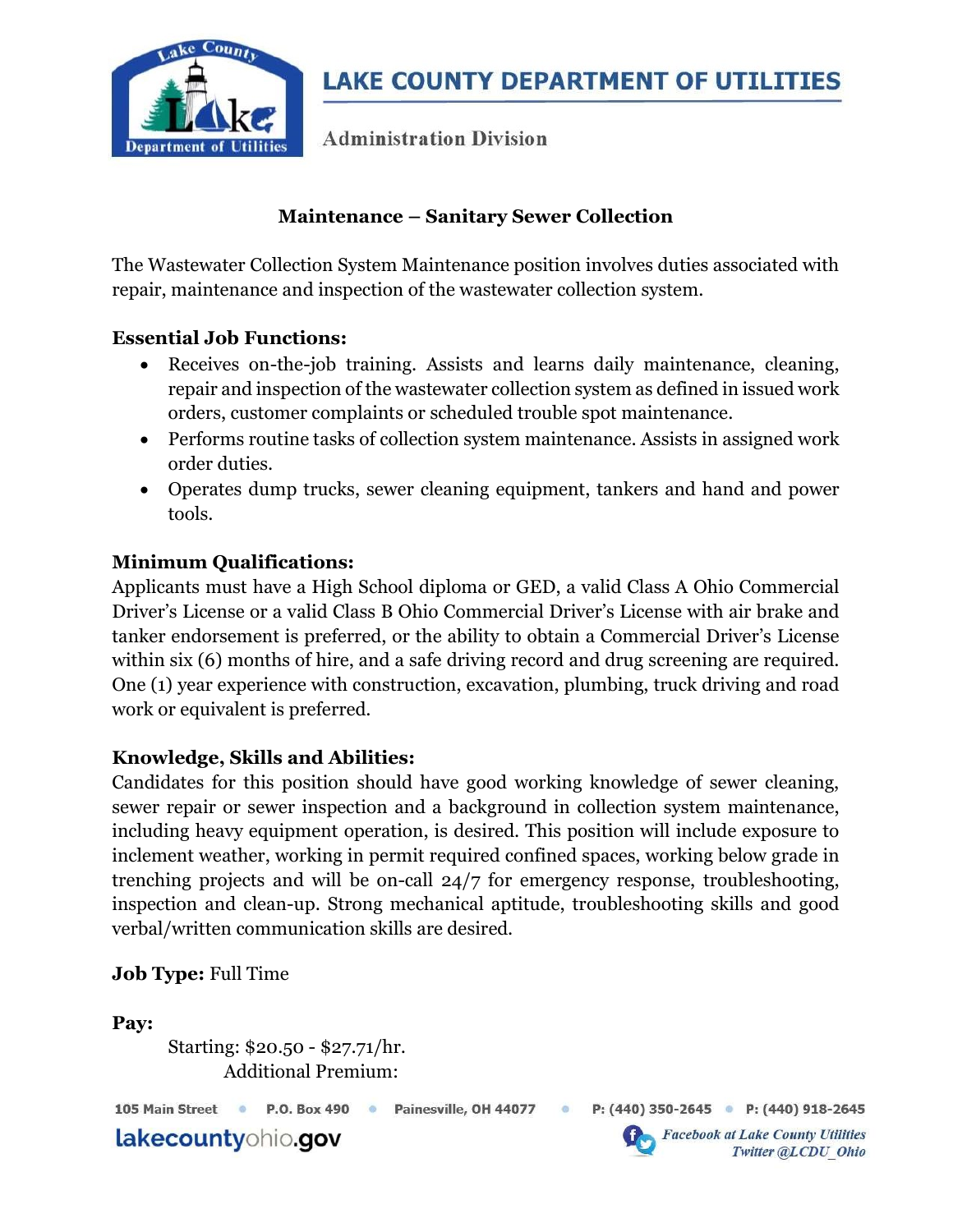# LAKE COUNTY DEPARTMENT OF UTILITIES

Administration Division

## Maintenance – Sanitary Sewer Collection

The Wastewater Collection System Maintenance position involves duties associated with repair, maintenance and inspection of the wastewater collection system.

### Essential Job Functions:

- Receives on-the-job training. Assists and learns daily maintenance, cleaning, repair and inspection of the wastewater collection system as defined in issued work orders, customer complaints or scheduled trouble spot maintenance.
- Performs routine tasks of collection system maintenance. Assists in assigned work order duties.
- Operates dump trucks, sewer cleaning equipment, tankers and hand and power tools.

### Minimum Qualifications:

Applicants must have a High School diploma or GED, a valid Class A Ohio Commercial Driver's License or a valid Class B Ohio Commercial Driver's License with air brake and tanker endorsement is preferred, or the ability to obtain a Commercial Driver's License within six (6) months of hire, and a safe driving record and drug screening are required. One (1) year experience with construction, excavation, plumbing, truck driving and road work or equivalent is preferred.

### Knowledge, Skills and Abilities:

Candidates for this position should have good working knowledge of sewer cleaning, sewer repair or sewer inspection and a background in collection system maintenance, including heavy equipment operation, is desired. This position will include exposure to inclement weather, working in permit required confined spaces, working below grade in trenching projects and will be on-call 24/7 for emergency response, troubleshooting, inspection and clean-up. Strong mechanical aptitude, troubleshooting skills and good verbal/written communication skills are desired.

**Job Type:** Full Time

**Pay:**

Starting: $20.50 - $27.71/hr.

Additional Premium: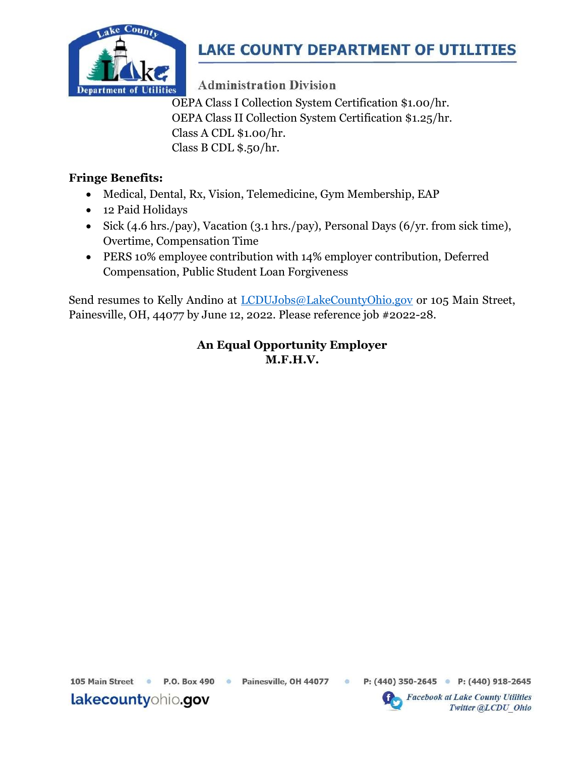OEPA Class I Collection System Certification $1.00/hr.
OEPA Class II Collection System Certification $1.25/hr.
Class A CDL $1.00/hr.
Class B CDL $.50/hr.

**Fringe Benefits:**

- Medical, Dental, Rx, Vision, Telemedicine, Gym Membership, EAP
- 12 Paid Holidays
- Sick (4.6 hrs./pay), Vacation (3.1 hrs./pay), Personal Days (6/yr. from sick time), Overtime, Compensation Time
- PERS 10% employee contribution with 14% employer contribution, Deferred Compensation, Public Student Loan Forgiveness

Send resumes to Kelly Andino at LCDUJobs@LakeCountyOhio.gov or 105 Main Street, Painesville, OH, 44077 by June 12, 2022. Please reference job #2022-28.

**An Equal Opportunity Employer**
**M.F.H.V.**